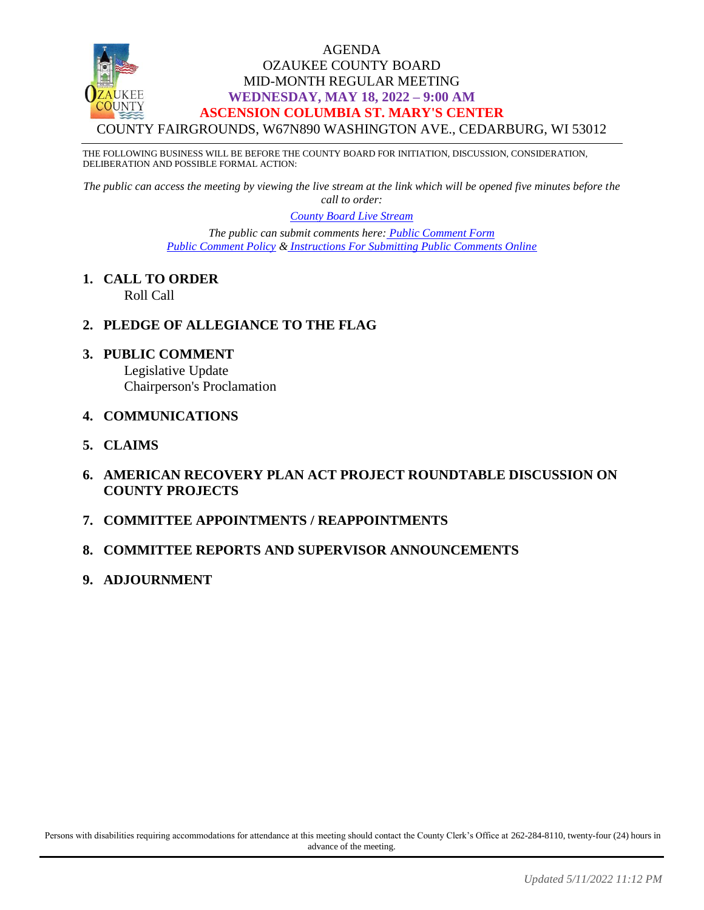# AGENDA
## OZAUKEE COUNTY BOARD
## MID-MONTH REGULAR MEETING
## WEDNESDAY, MAY 18, 2022 – 9:00 AM
## ASCENSION COLUMBIA ST. MARY'S CENTER
COUNTY FAIRGROUNDS, W67N890 WASHINGTON AVE., CEDARBURG, WI 53012

THE FOLLOWING BUSINESS WILL BE BEFORE THE COUNTY BOARD FOR INITIATION, DISCUSSION, CONSIDERATION, DELIBERATION AND POSSIBLE FORMAL ACTION:

*The public can access the meeting by viewing the live stream at the link which will be opened five minutes before the call to order:*

*County Board Live Stream*

*The public can submit comments here: Public Comment Form*
*Public Comment Policy & Instructions For Submitting Public Comments Online*

1. **CALL TO ORDER**
   Roll Call

2. **PLEDGE OF ALLEGIANCE TO THE FLAG**

3. **PUBLIC COMMENT**
   Legislative Update
   Chairperson's Proclamation

4. **COMMUNICATIONS**

5. **CLAIMS**

6. **AMERICAN RECOVERY PLAN ACT PROJECT ROUNDTABLE DISCUSSION ON COUNTY PROJECTS**

7. **COMMITTEE APPOINTMENTS / REAPPOINTMENTS**

8. **COMMITTEE REPORTS AND SUPERVISOR ANNOUNCEMENTS**

9. **ADJOURNMENT**

Persons with disabilities requiring accommodations for attendance at this meeting should contact the County Clerk's Office at 262-284-8110, twenty-four (24) hours in advance of the meeting.

*Updated 5/11/2022 11:12 PM*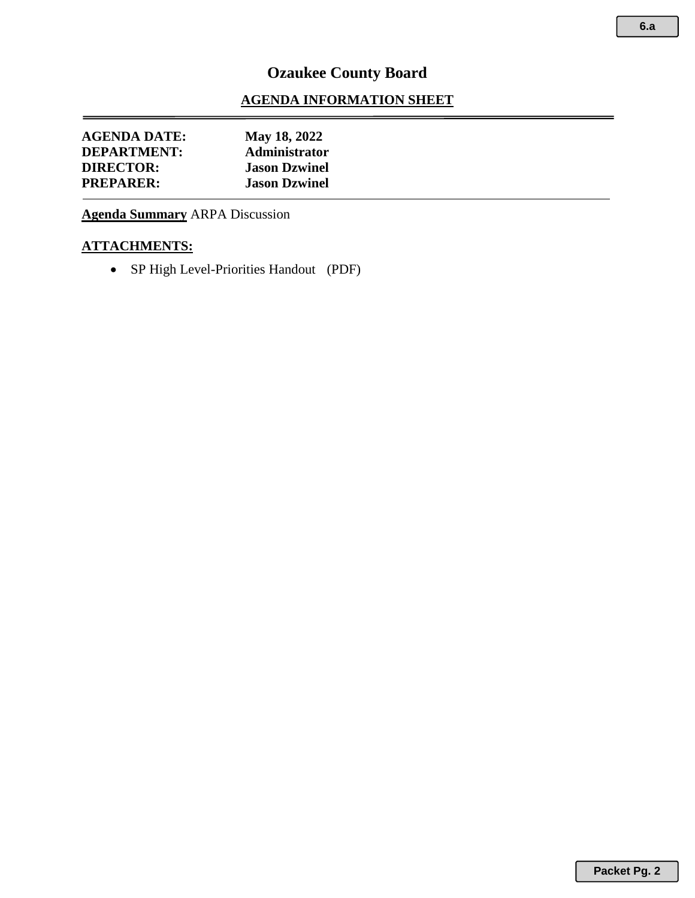# Ozaukee County Board

## AGENDA INFORMATION SHEET

**AGENDA DATE:** May 18, 2022
**DEPARTMENT:** Administrator
**DIRECTOR:** Jason Dzwinel
**PREPARER:** Jason Dzwinel

**Agenda Summary** ARPA Discussion

**ATTACHMENTS:**

- SP High Level-Priorities Handout (PDF)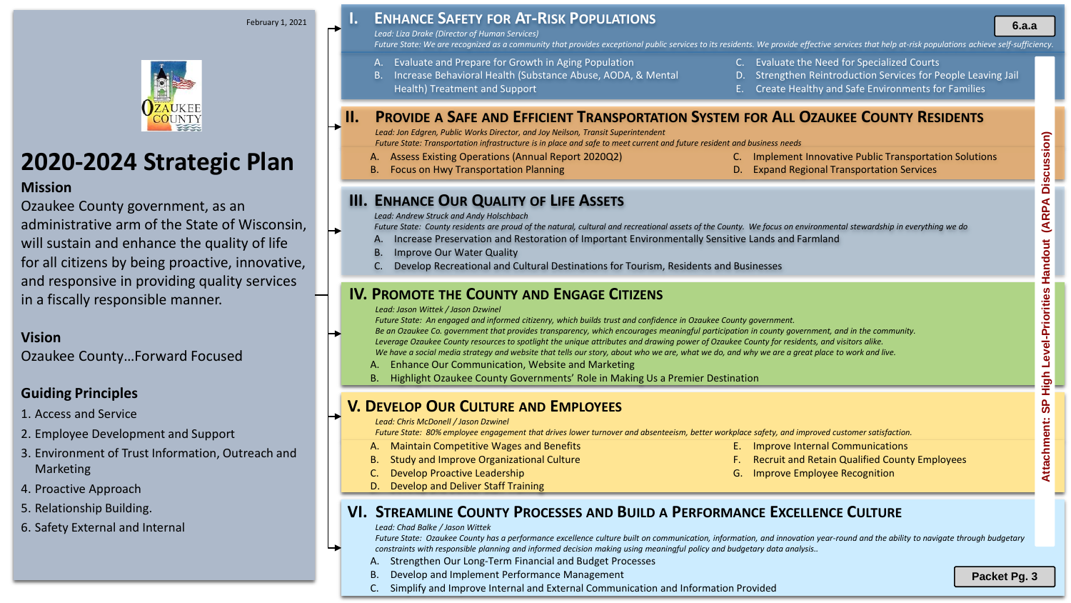February 1, 2021

# 2020-2024 Strategic Plan

## Mission

Ozaukee County government, as an administrative arm of the State of Wisconsin, will sustain and enhance the quality of life for all citizens by being proactive, innovative, and responsive in providing quality services in a fiscally responsible manner.

## Vision

Ozaukee County…Forward Focused

## Guiding Principles

1. Access and Service
2. Employee Development and Support
3. Environment of Trust Information, Outreach and Marketing
4. Proactive Approach
5. Relationship Building.
6. Safety External and Internal

6.a.a

Attachment: SP High Level-Priorities Handout (ARPA Discussion)

## I. Enhance Safety for At-Risk Populations

*Lead: Liza Drake (Director of Human Services)*

*Future State: We are recognized as a community that provides exceptional public services to its residents. We provide effective services that help at-risk populations achieve self-sufficiency.*

A. Evaluate and Prepare for Growth in Aging Population
B. Increase Behavioral Health (Substance Abuse, AODA, & Mental Health) Treatment and Support
C. Evaluate the Need for Specialized Courts
D. Strengthen Reintroduction Services for People Leaving Jail
E. Create Healthy and Safe Environments for Families

## II. Provide a Safe and Efficient Transportation System for All Ozaukee County Residents

*Lead: Jon Edgren, Public Works Director, and Joy Neilson, Transit Superintendent*

*Future State: Transportation infrastructure is in place and safe to meet current and future resident and business needs*

A. Assess Existing Operations (Annual Report 2020Q2)
B. Focus on Hwy Transportation Planning
C. Implement Innovative Public Transportation Solutions
D. Expand Regional Transportation Services

## III. Enhance Our Quality of Life Assets

*Lead: Andrew Struck and Andy Holschbach*

*Future State: County residents are proud of the natural, cultural and recreational assets of the County. We focus on environmental stewardship in everything we do*

A. Increase Preservation and Restoration of Important Environmentally Sensitive Lands and Farmland
B. Improve Our Water Quality
C. Develop Recreational and Cultural Destinations for Tourism, Residents and Businesses

## IV. Promote the County and Engage Citizens

*Lead: Jason Wittek / Jason Dzwinel*

*Future State: An engaged and informed citizenry, which builds trust and confidence in Ozaukee County government.*
*Be an Ozaukee Co. government that provides transparency, which encourages meaningful participation in county government, and in the community.*
*Leverage Ozaukee County resources to spotlight the unique attributes and drawing power of Ozaukee County for residents, and visitors alike.*
*We have a social media strategy and website that tells our story, about who we are, what we do, and why we are a great place to work and live.*

A. Enhance Our Communication, Website and Marketing
B. Highlight Ozaukee County Governments' Role in Making Us a Premier Destination

## V. Develop Our Culture and Employees

*Lead: Chris McDonell / Jason Dzwinel*

*Future State: 80% employee engagement that drives lower turnover and absenteeism, better workplace safety, and improved customer satisfaction.*

A. Maintain Competitive Wages and Benefits
B. Study and Improve Organizational Culture
C. Develop Proactive Leadership
D. Develop and Deliver Staff Training
E. Improve Internal Communications
F. Recruit and Retain Qualified County Employees
G. Improve Employee Recognition

## VI. Streamline County Processes and Build a Performance Excellence Culture

*Lead: Chad Balke / Jason Wittek*

*Future State: Ozaukee County has a performance excellence culture built on communication, information, and innovation year-round and the ability to navigate through budgetary constraints with responsible planning and informed decision making using meaningful policy and budgetary data analysis..*

A. Strengthen Our Long-Term Financial and Budget Processes
B. Develop and Implement Performance Management
C. Simplify and Improve Internal and External Communication and Information Provided

Packet Pg. 3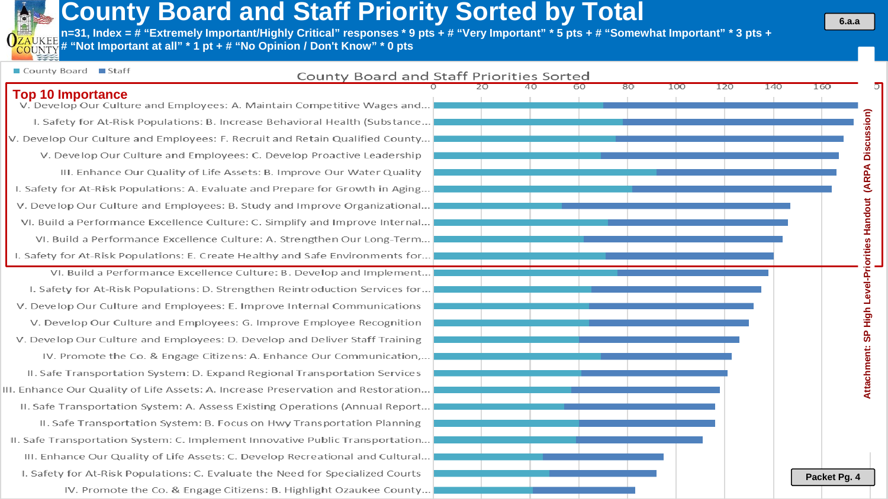# County Board and Staff Priority Sorted by Total

n=31, Index = # "Extremely Important/Highly Critical" responses * 9 pts + # "Very Important" * 5 pts + # "Somewhat Important" * 3 pts + # "Not Important at all" * 1 pt + # "No Opinion / Don't Know" * 0 pts

6.a.a

County Board and Staff Priorities Sorted

County Board
Staff

0 20 40 60 80 100 120 140 160

**Top 10 Importance**

V. Develop Our Culture and Employees: A. Maintain Competitive Wages and...
I. Safety for At-Risk Populations: B. Increase Behavioral Health (Substance...
V. Develop Our Culture and Employees: F. Recruit and Retain Qualified County...
V. Develop Our Culture and Employees: C. Develop Proactive Leadership
III. Enhance Our Quality of Life Assets: B. Improve Our Water Quality
I. Safety for At-Risk Populations: A. Evaluate and Prepare for Growth in Aging...
V. Develop Our Culture and Employees: B. Study and Improve Organizational...
VI. Build a Performance Excellence Culture: C. Simplify and Improve Internal...
VI. Build a Performance Excellence Culture: A. Strengthen Our Long-Term...
I. Safety for At-Risk Populations: E. Create Healthy and Safe Environments for...
VI. Build a Performance Excellence Culture: B. Develop and Implement...
I. Safety for At-Risk Populations: D. Strengthen Reintroduction Services for...
V. Develop Our Culture and Employees: E. Improve Internal Communications
V. Develop Our Culture and Employees: G. Improve Employee Recognition
V. Develop Our Culture and Employees: D. Develop and Deliver Staff Training
IV. Promote the Co. & Engage Citizens: A. Enhance Our Communication,...
II. Safe Transportation System: D. Expand Regional Transportation Services
III. Enhance Our Quality of Life Assets: A. Increase Preservation and Restoration...
II. Safe Transportation System: A. Assess Existing Operations (Annual Report...
II. Safe Transportation System: B. Focus on Hwy Transportation Planning
II. Safe Transportation System: C. Implement Innovative Public Transportation...
III. Enhance Our Quality of Life Assets: C. Develop Recreational and Cultural...
I. Safety for At-Risk Populations: C. Evaluate the Need for Specialized Courts
IV. Promote the Co. & Engage Citizens: B. Highlight Ozaukee County...

Attachment: SP High Level-Priorities Handout (ARPA Discussion)